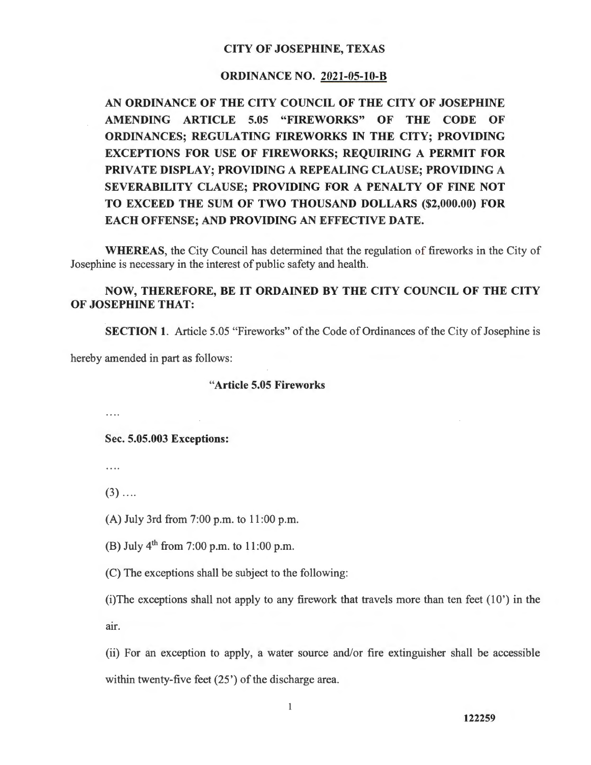**CITY OF JOSEPHINE, TEXAS**

**ORDINANCE NO. 2021-05-10-B**

**AN ORDINANCE OF THE CITY COUNCIL OF THE CITY OF JOSEPHINE AMENDING ARTICLE 5.05 "FIREWORKS" OF THE CODE OF ORDINANCES; REGULATING FIREWORKS IN THE CITY; PROVIDING EXCEPTIONS FOR USE OF FIREWORKS; REQUIRING A PERMIT FOR PRIVATE DISPLAY; PROVIDING A REPEALING CLAUSE; PROVIDING A SEVERABILITY CLAUSE; PROVIDING FOR A PENALTY OF FINE NOT TO EXCEED THE SUM OF TWO THOUSAND DOLLARS ($2,000.00) FOR EACH OFFENSE; AND PROVIDING AN EFFECTIVE DATE.**

**WHEREAS**, the City Council has determined that the regulation of fireworks in the City of Josephine is necessary in the interest of public safety and health.

**NOW, THEREFORE, BE IT ORDAINED BY THE CITY COUNCIL OF THE CITY OF JOSEPHINE THAT:**

**SECTION 1**. Article 5.05 "Fireworks" of the Code of Ordinances of the City of Josephine is hereby amended in part as follows:

"**Article 5.05 Fireworks**

....

**Sec. 5.05.003 Exceptions:**

....

(3) ....

(A) July 3rd from 7:00 p.m. to 11:00 p.m.

(B) July 4th from 7:00 p.m. to 11:00 p.m.

(C) The exceptions shall be subject to the following:

(i)The exceptions shall not apply to any firework that travels more than ten feet (10') in the air.

(ii) For an exception to apply, a water source and/or fire extinguisher shall be accessible within twenty-five feet (25') of the discharge area.

122259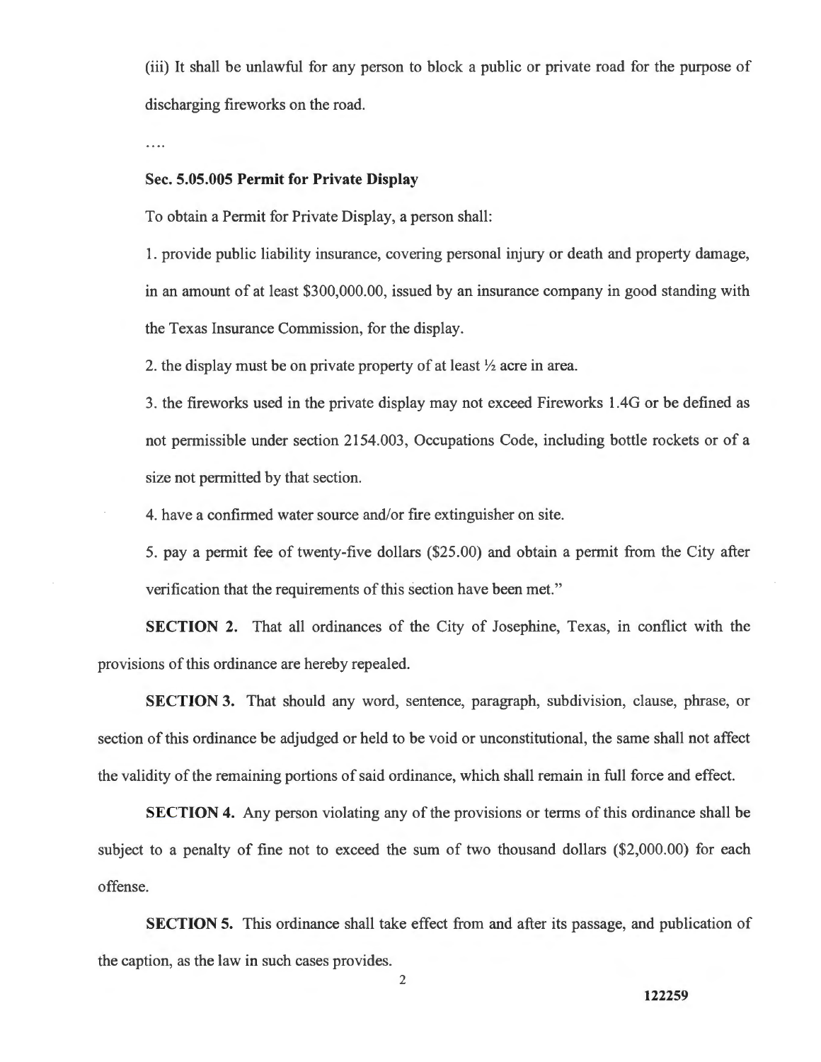(iii) It shall be unlawful for any person to block a public or private road for the purpose of discharging fireworks on the road.

....

**Sec. 5.05.005 Permit for Private Display**

To obtain a Permit for Private Display, a person shall:

1. provide public liability insurance, covering personal injury or death and property damage, in an amount of at least $300,000.00, issued by an insurance company in good standing with the Texas Insurance Commission, for the display.

2. the display must be on private property of at least ½ acre in area.

3. the fireworks used in the private display may not exceed Fireworks 1.4G or be defined as not permissible under section 2154.003, Occupations Code, including bottle rockets or of a size not permitted by that section.

4. have a confirmed water source and/or fire extinguisher on site.

5. pay a permit fee of twenty-five dollars ($25.00) and obtain a permit from the City after verification that the requirements of this section have been met."

**SECTION 2.** That all ordinances of the City of Josephine, Texas, in conflict with the provisions of this ordinance are hereby repealed.

**SECTION 3.** That should any word, sentence, paragraph, subdivision, clause, phrase, or section of this ordinance be adjudged or held to be void or unconstitutional, the same shall not affect the validity of the remaining portions of said ordinance, which shall remain in full force and effect.

**SECTION 4.** Any person violating any of the provisions or terms of this ordinance shall be subject to a penalty of fine not to exceed the sum of two thousand dollars ($2,000.00) for each offense.

**SECTION 5.** This ordinance shall take effect from and after its passage, and publication of the caption, as the law in such cases provides.

122259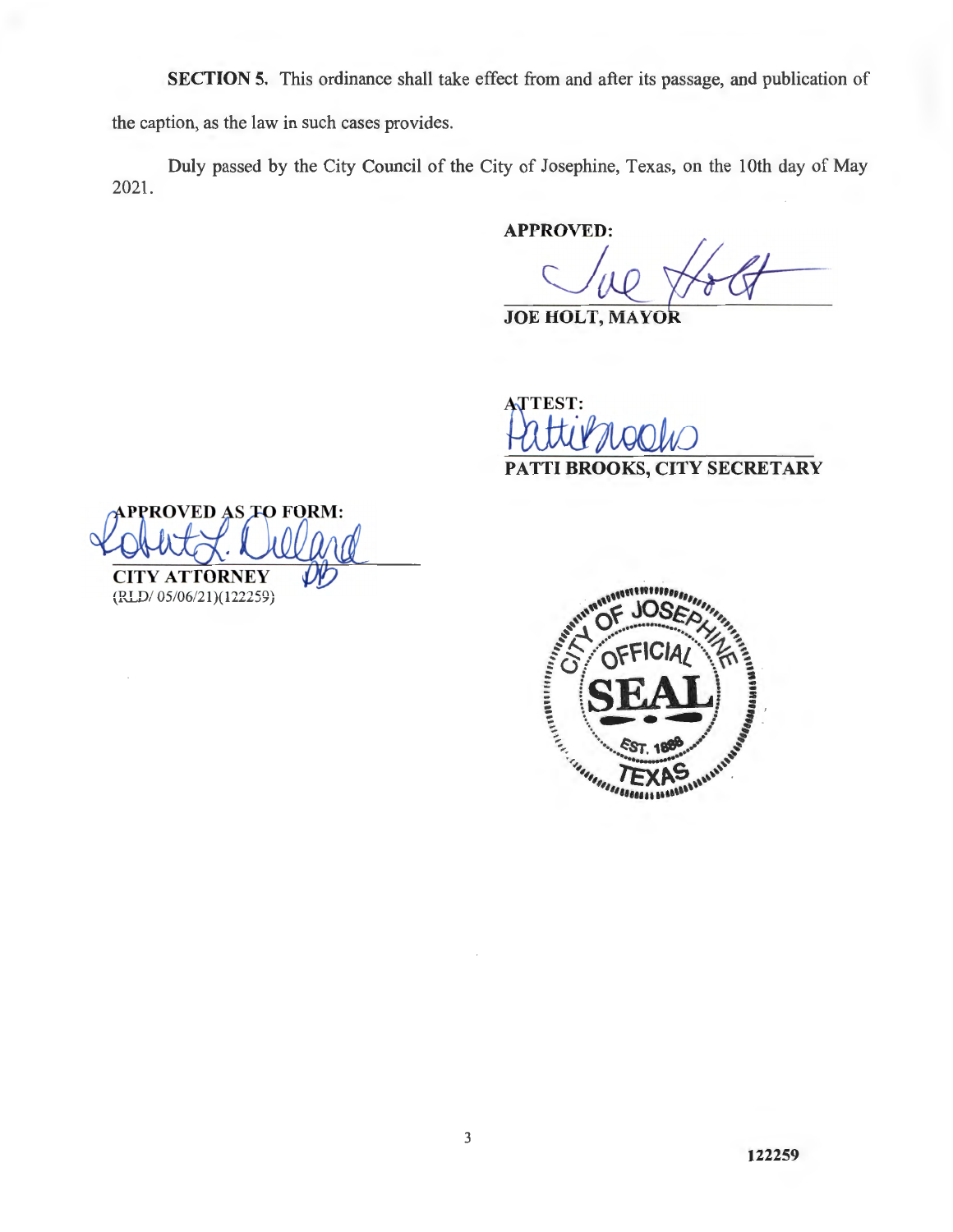**SECTION 5.** This ordinance shall take effect from and after its passage, and publication of the caption, as the law in such cases provides.

Duly passed by the City Council of the City of Josephine, Texas, on the 10th day of May 2021.

**APPROVED:**

**JOE HOLT, MAYOR**

**ATTEST:**

**PATTI BROOKS, CITY SECRETARY**

**APPROVED AS TO FORM:**

**CITY ATTORNEY**
(RLD/ 05/06/21)(122259)

CITY OF JOSEPHINE OFFICIAL SEAL EST. 1888 TEXAS

122259